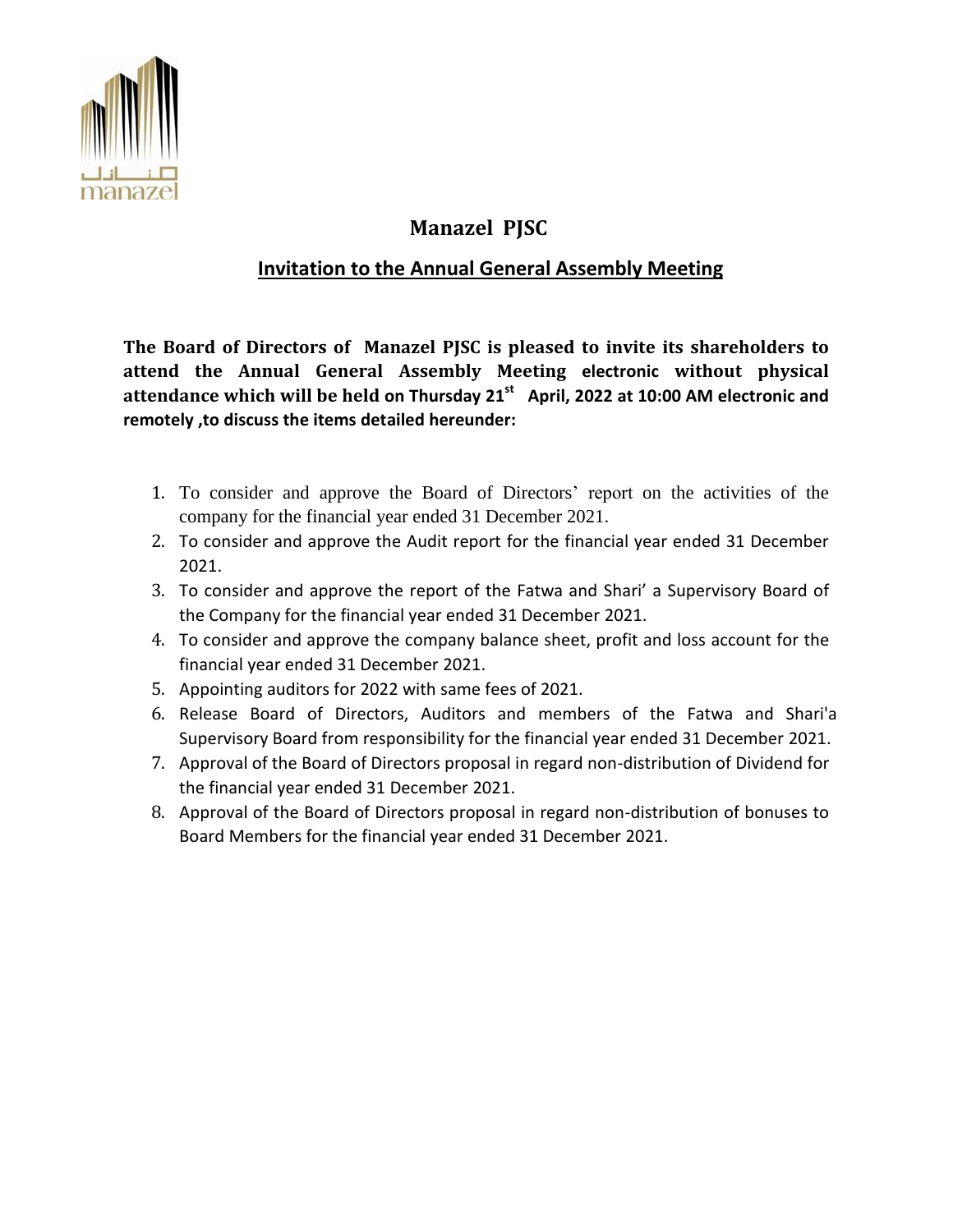# Manazel PJSC

## Invitation to the Annual General Assembly Meeting

**The Board of Directors of Manazel PJSC is pleased to invite its shareholders to attend the Annual General Assembly Meeting electronic without physical attendance which will be held on Thursday 21st April, 2022 at 10:00 AM electronic and remotely ,to discuss the items detailed hereunder:**

1. To consider and approve the Board of Directors' report on the activities of the company for the financial year ended 31 December 2021.
2. To consider and approve the Audit report for the financial year ended 31 December 2021.
3. To consider and approve the report of the Fatwa and Shari' a Supervisory Board of the Company for the financial year ended 31 December 2021.
4. To consider and approve the company balance sheet, profit and loss account for the financial year ended 31 December 2021.
5. Appointing auditors for 2022 with same fees of 2021.
6. Release Board of Directors, Auditors and members of the Fatwa and Shari'a Supervisory Board from responsibility for the financial year ended 31 December 2021.
7. Approval of the Board of Directors proposal in regard non-distribution of Dividend for the financial year ended 31 December 2021.
8. Approval of the Board of Directors proposal in regard non-distribution of bonuses to Board Members for the financial year ended 31 December 2021.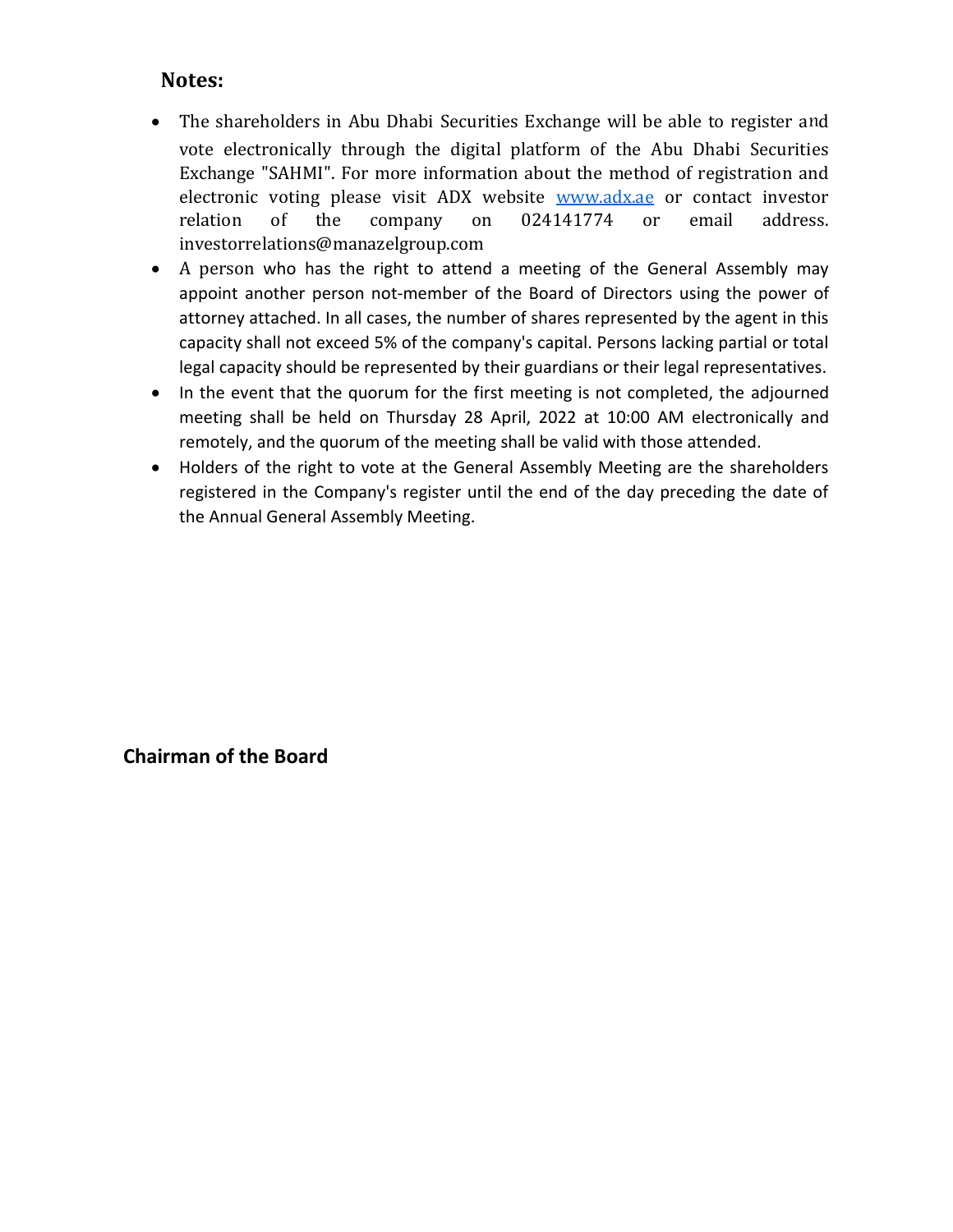## Notes:

- The shareholders in Abu Dhabi Securities Exchange will be able to register and vote electronically through the digital platform of the Abu Dhabi Securities Exchange "SAHMI". For more information about the method of registration and electronic voting please visit ADX website www.adx.ae or contact investor relation of the company on 024141774 or email address. investorrelations@manazelgroup.com
- A person who has the right to attend a meeting of the General Assembly may appoint another person not-member of the Board of Directors using the power of attorney attached. In all cases, the number of shares represented by the agent in this capacity shall not exceed 5% of the company's capital. Persons lacking partial or total legal capacity should be represented by their guardians or their legal representatives.
- In the event that the quorum for the first meeting is not completed, the adjourned meeting shall be held on Thursday 28 April, 2022 at 10:00 AM electronically and remotely, and the quorum of the meeting shall be valid with those attended.
- Holders of the right to vote at the General Assembly Meeting are the shareholders registered in the Company's register until the end of the day preceding the date of the Annual General Assembly Meeting.

**Chairman of the Board**